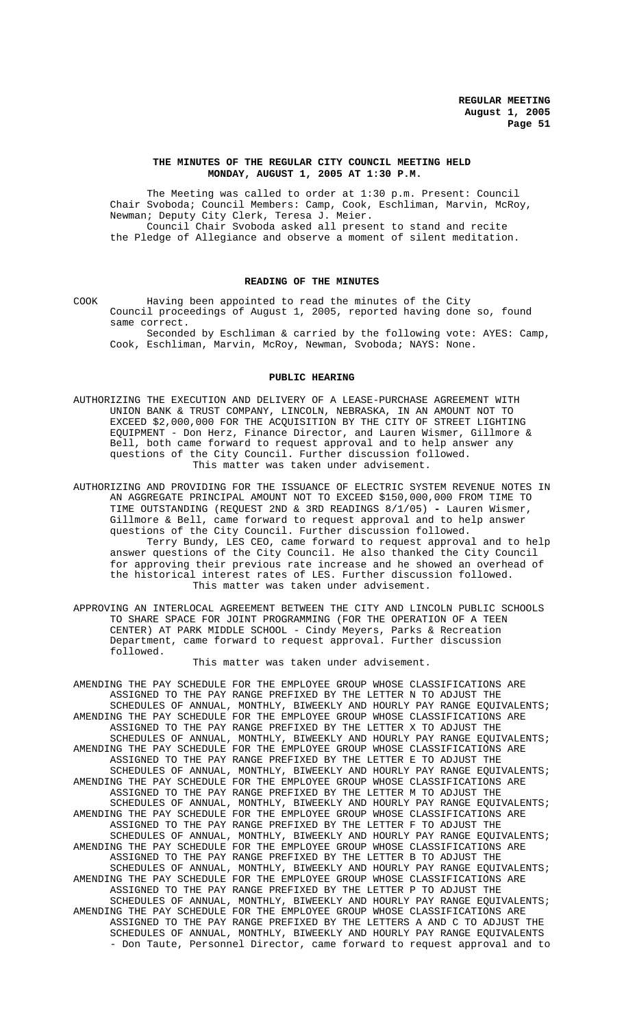**THE MINUTES OF THE REGULAR CITY COUNCIL MEETING HELD MONDAY, AUGUST 1, 2005 AT 1:30 P.M.**

The Meeting was called to order at 1:30 p.m. Present: Council Chair Svoboda; Council Members: Camp, Cook, Eschliman, Marvin, McRoy, Newman; Deputy City Clerk, Teresa J. Meier.

Council Chair Svoboda asked all present to stand and recite the Pledge of Allegiance and observe a moment of silent meditation.

## READING OF THE MINUTES

COOK Having been appointed to read the minutes of the City Council proceedings of August 1, 2005, reported having done so, found same correct.

Seconded by Eschliman & carried by the following vote: AYES: Camp, Cook, Eschliman, Marvin, McRoy, Newman, Svoboda; NAYS: None.

## PUBLIC HEARING

AUTHORIZING THE EXECUTION AND DELIVERY OF A LEASE-PURCHASE AGREEMENT WITH UNION BANK & TRUST COMPANY, LINCOLN, NEBRASKA, IN AN AMOUNT NOT TO EXCEED $2,000,000 FOR THE ACQUISITION BY THE CITY OF STREET LIGHTING EQUIPMENT - Don Herz, Finance Director, and Lauren Wismer, Gillmore & Bell, both came forward to request approval and to help answer any questions of the City Council. Further discussion followed.

This matter was taken under advisement.

AUTHORIZING AND PROVIDING FOR THE ISSUANCE OF ELECTRIC SYSTEM REVENUE NOTES IN AN AGGREGATE PRINCIPAL AMOUNT NOT TO EXCEED $150,000,000 FROM TIME TO TIME OUTSTANDING (REQUEST 2ND & 3RD READINGS 8/1/05) **-** Lauren Wismer, Gillmore & Bell, came forward to request approval and to help answer questions of the City Council. Further discussion followed.

Terry Bundy, LES CEO, came forward to request approval and to help answer questions of the City Council. He also thanked the City Council for approving their previous rate increase and he showed an overhead of the historical interest rates of LES. Further discussion followed.

This matter was taken under advisement.

APPROVING AN INTERLOCAL AGREEMENT BETWEEN THE CITY AND LINCOLN PUBLIC SCHOOLS TO SHARE SPACE FOR JOINT PROGRAMMING (FOR THE OPERATION OF A TEEN CENTER) AT PARK MIDDLE SCHOOL - Cindy Meyers, Parks & Recreation Department, came forward to request approval. Further discussion followed.

This matter was taken under advisement.

AMENDING THE PAY SCHEDULE FOR THE EMPLOYEE GROUP WHOSE CLASSIFICATIONS ARE ASSIGNED TO THE PAY RANGE PREFIXED BY THE LETTER N TO ADJUST THE SCHEDULES OF ANNUAL, MONTHLY, BIWEEKLY AND HOURLY PAY RANGE EQUIVALENTS;

AMENDING THE PAY SCHEDULE FOR THE EMPLOYEE GROUP WHOSE CLASSIFICATIONS ARE ASSIGNED TO THE PAY RANGE PREFIXED BY THE LETTER X TO ADJUST THE SCHEDULES OF ANNUAL, MONTHLY, BIWEEKLY AND HOURLY PAY RANGE EQUIVALENTS;

AMENDING THE PAY SCHEDULE FOR THE EMPLOYEE GROUP WHOSE CLASSIFICATIONS ARE ASSIGNED TO THE PAY RANGE PREFIXED BY THE LETTER E TO ADJUST THE SCHEDULES OF ANNUAL, MONTHLY, BIWEEKLY AND HOURLY PAY RANGE EQUIVALENTS;

AMENDING THE PAY SCHEDULE FOR THE EMPLOYEE GROUP WHOSE CLASSIFICATIONS ARE ASSIGNED TO THE PAY RANGE PREFIXED BY THE LETTER M TO ADJUST THE SCHEDULES OF ANNUAL, MONTHLY, BIWEEKLY AND HOURLY PAY RANGE EQUIVALENTS;

AMENDING THE PAY SCHEDULE FOR THE EMPLOYEE GROUP WHOSE CLASSIFICATIONS ARE ASSIGNED TO THE PAY RANGE PREFIXED BY THE LETTER F TO ADJUST THE SCHEDULES OF ANNUAL, MONTHLY, BIWEEKLY AND HOURLY PAY RANGE EQUIVALENTS;

AMENDING THE PAY SCHEDULE FOR THE EMPLOYEE GROUP WHOSE CLASSIFICATIONS ARE ASSIGNED TO THE PAY RANGE PREFIXED BY THE LETTER B TO ADJUST THE SCHEDULES OF ANNUAL, MONTHLY, BIWEEKLY AND HOURLY PAY RANGE EQUIVALENTS;

AMENDING THE PAY SCHEDULE FOR THE EMPLOYEE GROUP WHOSE CLASSIFICATIONS ARE ASSIGNED TO THE PAY RANGE PREFIXED BY THE LETTER P TO ADJUST THE SCHEDULES OF ANNUAL, MONTHLY, BIWEEKLY AND HOURLY PAY RANGE EQUIVALENTS;

AMENDING THE PAY SCHEDULE FOR THE EMPLOYEE GROUP WHOSE CLASSIFICATIONS ARE ASSIGNED TO THE PAY RANGE PREFIXED BY THE LETTERS A AND C TO ADJUST THE SCHEDULES OF ANNUAL, MONTHLY, BIWEEKLY AND HOURLY PAY RANGE EQUIVALENTS - Don Taute, Personnel Director, came forward to request approval and to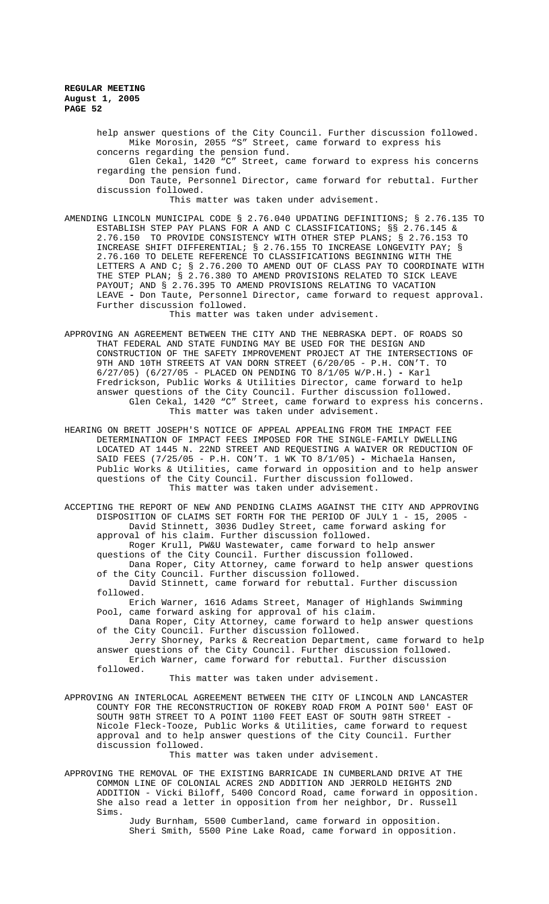help answer questions of the City Council. Further discussion followed.
Mike Morosin, 2055 "S" Street, came forward to express his concerns regarding the pension fund.
Glen Cekal, 1420 "C" Street, came forward to express his concerns regarding the pension fund.
Don Taute, Personnel Director, came forward for rebuttal. Further discussion followed.
This matter was taken under advisement.

AMENDING LINCOLN MUNICIPAL CODE § 2.76.040 UPDATING DEFINITIONS; § 2.76.135 TO ESTABLISH STEP PAY PLANS FOR A AND C CLASSIFICATIONS; §§ 2.76.145 & 2.76.150 TO PROVIDE CONSISTENCY WITH OTHER STEP PLANS; § 2.76.153 TO INCREASE SHIFT DIFFERENTIAL; § 2.76.155 TO INCREASE LONGEVITY PAY; § 2.76.160 TO DELETE REFERENCE TO CLASSIFICATIONS BEGINNING WITH THE LETTERS A AND C; § 2.76.200 TO AMEND OUT OF CLASS PAY TO COORDINATE WITH THE STEP PLAN; § 2.76.380 TO AMEND PROVISIONS RELATED TO SICK LEAVE PAYOUT; AND § 2.76.395 TO AMEND PROVISIONS RELATING TO VACATION LEAVE - Don Taute, Personnel Director, came forward to request approval. Further discussion followed.
This matter was taken under advisement.

APPROVING AN AGREEMENT BETWEEN THE CITY AND THE NEBRASKA DEPT. OF ROADS SO THAT FEDERAL AND STATE FUNDING MAY BE USED FOR THE DESIGN AND CONSTRUCTION OF THE SAFETY IMPROVEMENT PROJECT AT THE INTERSECTIONS OF 9TH AND 10TH STREETS AT VAN DORN STREET (6/20/05 - P.H. CON'T. TO 6/27/05) (6/27/05 - PLACED ON PENDING TO 8/1/05 W/P.H.) - Karl Fredrickson, Public Works & Utilities Director, came forward to help answer questions of the City Council. Further discussion followed.
Glen Cekal, 1420 "C" Street, came forward to express his concerns.
This matter was taken under advisement.

HEARING ON BRETT JOSEPH'S NOTICE OF APPEAL APPEALING FROM THE IMPACT FEE DETERMINATION OF IMPACT FEES IMPOSED FOR THE SINGLE-FAMILY DWELLING LOCATED AT 1445 N. 22ND STREET AND REQUESTING A WAIVER OR REDUCTION OF SAID FEES (7/25/05 - P.H. CON'T. 1 WK TO 8/1/05) - Michaela Hansen, Public Works & Utilities, came forward in opposition and to help answer questions of the City Council. Further discussion followed.
This matter was taken under advisement.

ACCEPTING THE REPORT OF NEW AND PENDING CLAIMS AGAINST THE CITY AND APPROVING DISPOSITION OF CLAIMS SET FORTH FOR THE PERIOD OF JULY 1 - 15, 2005 - David Stinnett, 3036 Dudley Street, came forward asking for approval of his claim. Further discussion followed.
Roger Krull, PW&U Wastewater, came forward to help answer questions of the City Council. Further discussion followed.
Dana Roper, City Attorney, came forward to help answer questions of the City Council. Further discussion followed.
David Stinnett, came forward for rebuttal. Further discussion followed.
Erich Warner, 1616 Adams Street, Manager of Highlands Swimming Pool, came forward asking for approval of his claim.
Dana Roper, City Attorney, came forward to help answer questions of the City Council. Further discussion followed.
Jerry Shorney, Parks & Recreation Department, came forward to help answer questions of the City Council. Further discussion followed.
Erich Warner, came forward for rebuttal. Further discussion followed.
This matter was taken under advisement.

APPROVING AN INTERLOCAL AGREEMENT BETWEEN THE CITY OF LINCOLN AND LANCASTER COUNTY FOR THE RECONSTRUCTION OF ROKEBY ROAD FROM A POINT 500' EAST OF SOUTH 98TH STREET TO A POINT 1100 FEET EAST OF SOUTH 98TH STREET - Nicole Fleck-Tooze, Public Works & Utilities, came forward to request approval and to help answer questions of the City Council. Further discussion followed.
This matter was taken under advisement.

APPROVING THE REMOVAL OF THE EXISTING BARRICADE IN CUMBERLAND DRIVE AT THE COMMON LINE OF COLONIAL ACRES 2ND ADDITION AND JERROLD HEIGHTS 2ND ADDITION - Vicki Biloff, 5400 Concord Road, came forward in opposition. She also read a letter in opposition from her neighbor, Dr. Russell Sims.
Judy Burnham, 5500 Cumberland, came forward in opposition.
Sheri Smith, 5500 Pine Lake Road, came forward in opposition.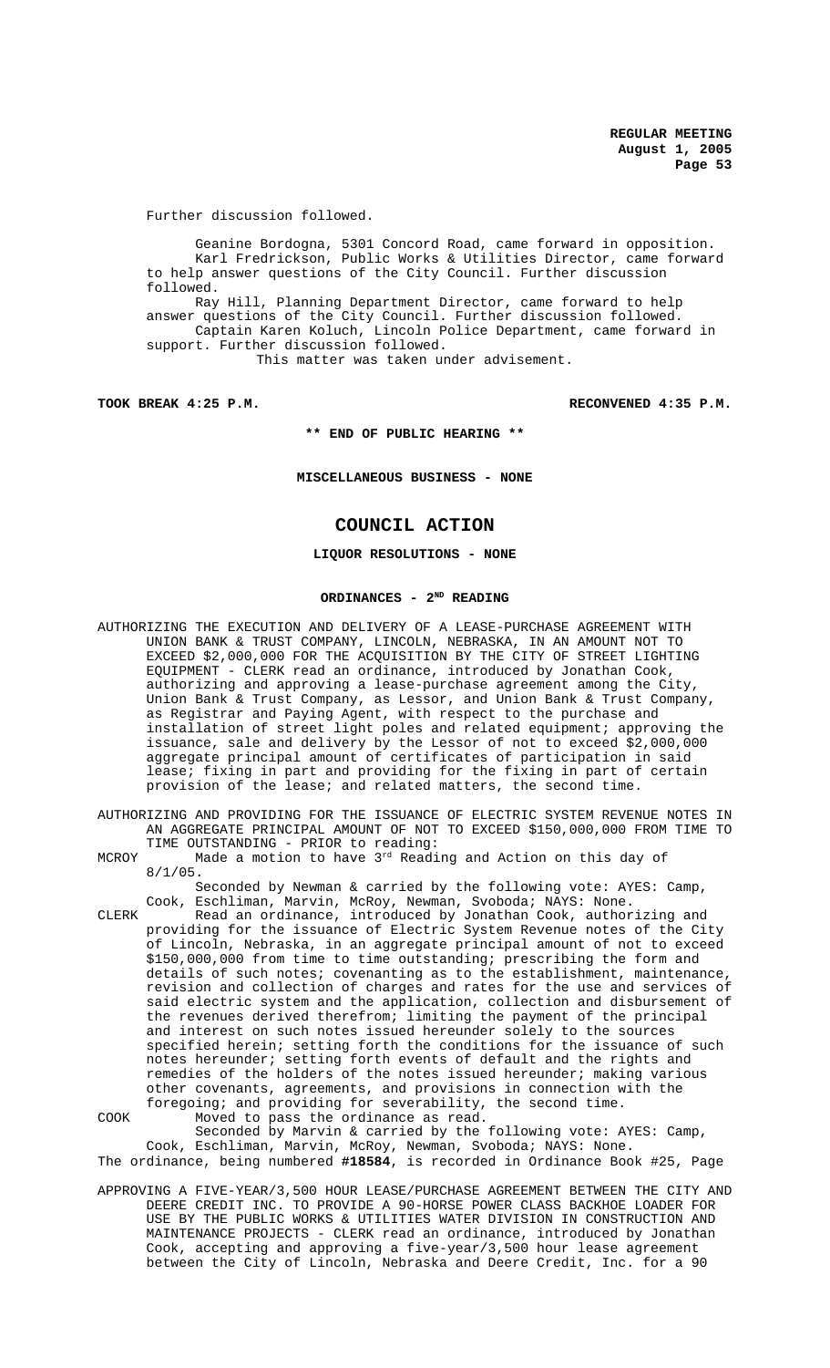Further discussion followed.

Geanine Bordogna, 5301 Concord Road, came forward in opposition. Karl Fredrickson, Public Works & Utilities Director, came forward to help answer questions of the City Council. Further discussion followed.

Ray Hill, Planning Department Director, came forward to help answer questions of the City Council. Further discussion followed.

Captain Karen Koluch, Lincoln Police Department, came forward in support. Further discussion followed.

This matter was taken under advisement.

**TOOK BREAK 4:25 P.M.** **RECONVENED 4:35 P.M.**

**\*\* END OF PUBLIC HEARING \*\***

**MISCELLANEOUS BUSINESS - NONE**

# COUNCIL ACTION

**LIQUOR RESOLUTIONS - NONE**

**ORDINANCES - 2ND READING**

AUTHORIZING THE EXECUTION AND DELIVERY OF A LEASE-PURCHASE AGREEMENT WITH UNION BANK & TRUST COMPANY, LINCOLN, NEBRASKA, IN AN AMOUNT NOT TO EXCEED $2,000,000 FOR THE ACQUISITION BY THE CITY OF STREET LIGHTING EQUIPMENT - CLERK read an ordinance, introduced by Jonathan Cook, authorizing and approving a lease-purchase agreement among the City, Union Bank & Trust Company, as Lessor, and Union Bank & Trust Company, as Registrar and Paying Agent, with respect to the purchase and installation of street light poles and related equipment; approving the issuance, sale and delivery by the Lessor of not to exceed $2,000,000 aggregate principal amount of certificates of participation in said lease; fixing in part and providing for the fixing in part of certain provision of the lease; and related matters, the second time.

AUTHORIZING AND PROVIDING FOR THE ISSUANCE OF ELECTRIC SYSTEM REVENUE NOTES IN AN AGGREGATE PRINCIPAL AMOUNT OF NOT TO EXCEED $150,000,000 FROM TIME TO TIME OUTSTANDING - PRIOR to reading:

MCROY Made a motion to have 3rd Reading and Action on this day of 8/1/05.

Seconded by Newman & carried by the following vote: AYES: Camp, Cook, Eschliman, Marvin, McRoy, Newman, Svoboda; NAYS: None.

CLERK Read an ordinance, introduced by Jonathan Cook, authorizing and providing for the issuance of Electric System Revenue notes of the City of Lincoln, Nebraska, in an aggregate principal amount of not to exceed $150,000,000 from time to time outstanding; prescribing the form and details of such notes; covenanting as to the establishment, maintenance, revision and collection of charges and rates for the use and services of said electric system and the application, collection and disbursement of the revenues derived therefrom; limiting the payment of the principal and interest on such notes issued hereunder solely to the sources specified herein; setting forth the conditions for the issuance of such notes hereunder; setting forth events of default and the rights and remedies of the holders of the notes issued hereunder; making various other covenants, agreements, and provisions in connection with the foregoing; and providing for severability, the second time.

COOK Moved to pass the ordinance as read.

Seconded by Marvin & carried by the following vote: AYES: Camp, Cook, Eschliman, Marvin, McRoy, Newman, Svoboda; NAYS: None.

The ordinance, being numbered **#18584**, is recorded in Ordinance Book #25, Page

APPROVING A FIVE-YEAR/3,500 HOUR LEASE/PURCHASE AGREEMENT BETWEEN THE CITY AND DEERE CREDIT INC. TO PROVIDE A 90-HORSE POWER CLASS BACKHOE LOADER FOR USE BY THE PUBLIC WORKS & UTILITIES WATER DIVISION IN CONSTRUCTION AND MAINTENANCE PROJECTS - CLERK read an ordinance, introduced by Jonathan Cook, accepting and approving a five-year/3,500 hour lease agreement between the City of Lincoln, Nebraska and Deere Credit, Inc. for a 90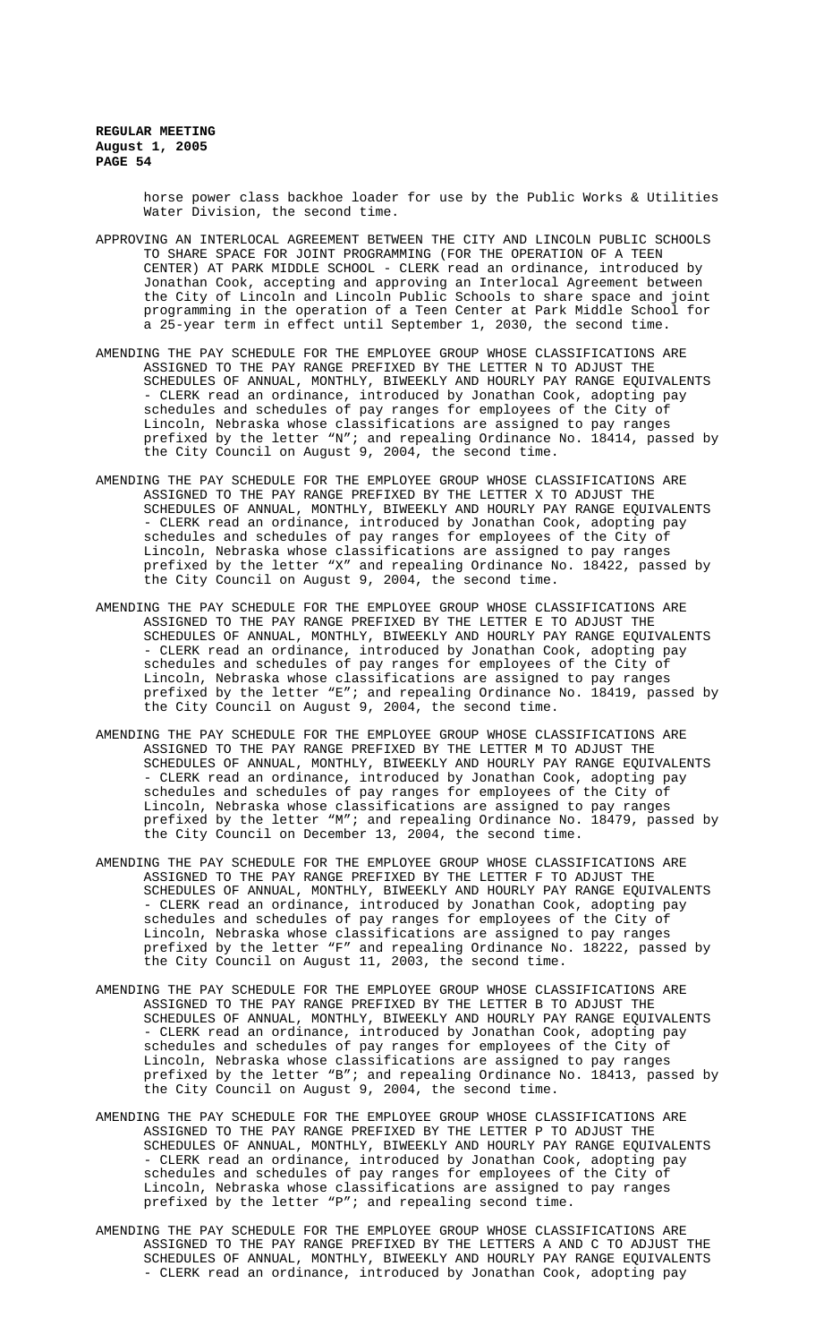horse power class backhoe loader for use by the Public Works & Utilities Water Division, the second time.

APPROVING AN INTERLOCAL AGREEMENT BETWEEN THE CITY AND LINCOLN PUBLIC SCHOOLS TO SHARE SPACE FOR JOINT PROGRAMMING (FOR THE OPERATION OF A TEEN CENTER) AT PARK MIDDLE SCHOOL - CLERK read an ordinance, introduced by Jonathan Cook, accepting and approving an Interlocal Agreement between the City of Lincoln and Lincoln Public Schools to share space and joint programming in the operation of a Teen Center at Park Middle School for a 25-year term in effect until September 1, 2030, the second time.

AMENDING THE PAY SCHEDULE FOR THE EMPLOYEE GROUP WHOSE CLASSIFICATIONS ARE ASSIGNED TO THE PAY RANGE PREFIXED BY THE LETTER N TO ADJUST THE SCHEDULES OF ANNUAL, MONTHLY, BIWEEKLY AND HOURLY PAY RANGE EQUIVALENTS - CLERK read an ordinance, introduced by Jonathan Cook, adopting pay schedules and schedules of pay ranges for employees of the City of Lincoln, Nebraska whose classifications are assigned to pay ranges prefixed by the letter "N"; and repealing Ordinance No. 18414, passed by the City Council on August 9, 2004, the second time.

AMENDING THE PAY SCHEDULE FOR THE EMPLOYEE GROUP WHOSE CLASSIFICATIONS ARE ASSIGNED TO THE PAY RANGE PREFIXED BY THE LETTER X TO ADJUST THE SCHEDULES OF ANNUAL, MONTHLY, BIWEEKLY AND HOURLY PAY RANGE EQUIVALENTS - CLERK read an ordinance, introduced by Jonathan Cook, adopting pay schedules and schedules of pay ranges for employees of the City of Lincoln, Nebraska whose classifications are assigned to pay ranges prefixed by the letter "X" and repealing Ordinance No. 18422, passed by the City Council on August 9, 2004, the second time.

AMENDING THE PAY SCHEDULE FOR THE EMPLOYEE GROUP WHOSE CLASSIFICATIONS ARE ASSIGNED TO THE PAY RANGE PREFIXED BY THE LETTER E TO ADJUST THE SCHEDULES OF ANNUAL, MONTHLY, BIWEEKLY AND HOURLY PAY RANGE EQUIVALENTS - CLERK read an ordinance, introduced by Jonathan Cook, adopting pay schedules and schedules of pay ranges for employees of the City of Lincoln, Nebraska whose classifications are assigned to pay ranges prefixed by the letter "E"; and repealing Ordinance No. 18419, passed by the City Council on August 9, 2004, the second time.

AMENDING THE PAY SCHEDULE FOR THE EMPLOYEE GROUP WHOSE CLASSIFICATIONS ARE ASSIGNED TO THE PAY RANGE PREFIXED BY THE LETTER M TO ADJUST THE SCHEDULES OF ANNUAL, MONTHLY, BIWEEKLY AND HOURLY PAY RANGE EQUIVALENTS - CLERK read an ordinance, introduced by Jonathan Cook, adopting pay schedules and schedules of pay ranges for employees of the City of Lincoln, Nebraska whose classifications are assigned to pay ranges prefixed by the letter "M"; and repealing Ordinance No. 18479, passed by the City Council on December 13, 2004, the second time.

AMENDING THE PAY SCHEDULE FOR THE EMPLOYEE GROUP WHOSE CLASSIFICATIONS ARE ASSIGNED TO THE PAY RANGE PREFIXED BY THE LETTER F TO ADJUST THE SCHEDULES OF ANNUAL, MONTHLY, BIWEEKLY AND HOURLY PAY RANGE EQUIVALENTS - CLERK read an ordinance, introduced by Jonathan Cook, adopting pay schedules and schedules of pay ranges for employees of the City of Lincoln, Nebraska whose classifications are assigned to pay ranges prefixed by the letter "F" and repealing Ordinance No. 18222, passed by the City Council on August 11, 2003, the second time.

AMENDING THE PAY SCHEDULE FOR THE EMPLOYEE GROUP WHOSE CLASSIFICATIONS ARE ASSIGNED TO THE PAY RANGE PREFIXED BY THE LETTER B TO ADJUST THE SCHEDULES OF ANNUAL, MONTHLY, BIWEEKLY AND HOURLY PAY RANGE EQUIVALENTS - CLERK read an ordinance, introduced by Jonathan Cook, adopting pay schedules and schedules of pay ranges for employees of the City of Lincoln, Nebraska whose classifications are assigned to pay ranges prefixed by the letter "B"; and repealing Ordinance No. 18413, passed by the City Council on August 9, 2004, the second time.

AMENDING THE PAY SCHEDULE FOR THE EMPLOYEE GROUP WHOSE CLASSIFICATIONS ARE ASSIGNED TO THE PAY RANGE PREFIXED BY THE LETTER P TO ADJUST THE SCHEDULES OF ANNUAL, MONTHLY, BIWEEKLY AND HOURLY PAY RANGE EQUIVALENTS - CLERK read an ordinance, introduced by Jonathan Cook, adopting pay schedules and schedules of pay ranges for employees of the City of Lincoln, Nebraska whose classifications are assigned to pay ranges prefixed by the letter "P"; and repealing second time.

AMENDING THE PAY SCHEDULE FOR THE EMPLOYEE GROUP WHOSE CLASSIFICATIONS ARE ASSIGNED TO THE PAY RANGE PREFIXED BY THE LETTERS A AND C TO ADJUST THE SCHEDULES OF ANNUAL, MONTHLY, BIWEEKLY AND HOURLY PAY RANGE EQUIVALENTS - CLERK read an ordinance, introduced by Jonathan Cook, adopting pay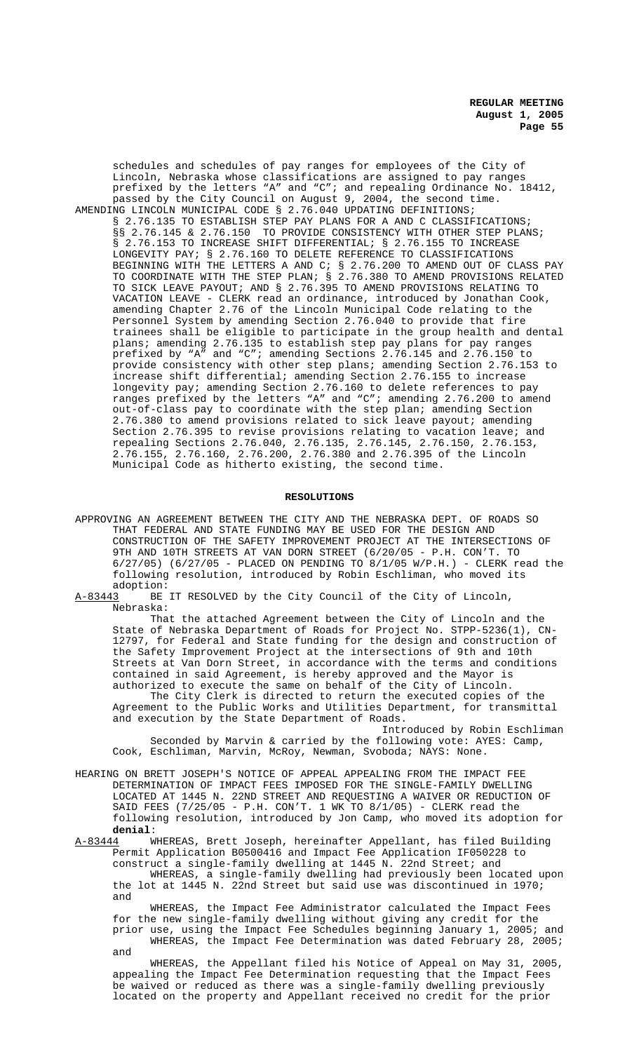schedules and schedules of pay ranges for employees of the City of Lincoln, Nebraska whose classifications are assigned to pay ranges prefixed by the letters "A" and "C"; and repealing Ordinance No. 18412, passed by the City Council on August 9, 2004, the second time.

AMENDING LINCOLN MUNICIPAL CODE § 2.76.040 UPDATING DEFINITIONS; § 2.76.135 TO ESTABLISH STEP PAY PLANS FOR A AND C CLASSIFICATIONS; §§ 2.76.145 & 2.76.150 TO PROVIDE CONSISTENCY WITH OTHER STEP PLANS; § 2.76.153 TO INCREASE SHIFT DIFFERENTIAL; § 2.76.155 TO INCREASE LONGEVITY PAY; § 2.76.160 TO DELETE REFERENCE TO CLASSIFICATIONS BEGINNING WITH THE LETTERS A AND C; § 2.76.200 TO AMEND OUT OF CLASS PAY TO COORDINATE WITH THE STEP PLAN; § 2.76.380 TO AMEND PROVISIONS RELATED TO SICK LEAVE PAYOUT; AND § 2.76.395 TO AMEND PROVISIONS RELATING TO VACATION LEAVE - CLERK read an ordinance, introduced by Jonathan Cook, amending Chapter 2.76 of the Lincoln Municipal Code relating to the Personnel System by amending Section 2.76.040 to provide that fire trainees shall be eligible to participate in the group health and dental plans; amending 2.76.135 to establish step pay plans for pay ranges prefixed by "A" and "C"; amending Sections 2.76.145 and 2.76.150 to provide consistency with other step plans; amending Section 2.76.153 to increase shift differential; amending Section 2.76.155 to increase longevity pay; amending Section 2.76.160 to delete references to pay ranges prefixed by the letters "A" and "C"; amending 2.76.200 to amend out-of-class pay to coordinate with the step plan; amending Section 2.76.380 to amend provisions related to sick leave payout; amending Section 2.76.395 to revise provisions relating to vacation leave; and repealing Sections 2.76.040, 2.76.135, 2.76.145, 2.76.150, 2.76.153, 2.76.155, 2.76.160, 2.76.200, 2.76.380 and 2.76.395 of the Lincoln Municipal Code as hitherto existing, the second time.

## RESOLUTIONS

APPROVING AN AGREEMENT BETWEEN THE CITY AND THE NEBRASKA DEPT. OF ROADS SO THAT FEDERAL AND STATE FUNDING MAY BE USED FOR THE DESIGN AND CONSTRUCTION OF THE SAFETY IMPROVEMENT PROJECT AT THE INTERSECTIONS OF 9TH AND 10TH STREETS AT VAN DORN STREET (6/20/05 - P.H. CON'T. TO 6/27/05) (6/27/05 - PLACED ON PENDING TO 8/1/05 W/P.H.) - CLERK read the following resolution, introduced by Robin Eschliman, who moved its adoption:

A-83443 BE IT RESOLVED by the City Council of the City of Lincoln, Nebraska:

That the attached Agreement between the City of Lincoln and the State of Nebraska Department of Roads for Project No. STPP-5236(1), CN-12797, for Federal and State funding for the design and construction of the Safety Improvement Project at the intersections of 9th and 10th Streets at Van Dorn Street, in accordance with the terms and conditions contained in said Agreement, is hereby approved and the Mayor is authorized to execute the same on behalf of the City of Lincoln.

The City Clerk is directed to return the executed copies of the Agreement to the Public Works and Utilities Department, for transmittal and execution by the State Department of Roads.

Introduced by Robin Eschliman

Seconded by Marvin & carried by the following vote: AYES: Camp, Cook, Eschliman, Marvin, McRoy, Newman, Svoboda; NAYS: None.

HEARING ON BRETT JOSEPH'S NOTICE OF APPEAL APPEALING FROM THE IMPACT FEE DETERMINATION OF IMPACT FEES IMPOSED FOR THE SINGLE-FAMILY DWELLING LOCATED AT 1445 N. 22ND STREET AND REQUESTING A WAIVER OR REDUCTION OF SAID FEES (7/25/05 - P.H. CON'T. 1 WK TO 8/1/05) - CLERK read the following resolution, introduced by Jon Camp, who moved its adoption for **denial**:

A-83444 WHEREAS, Brett Joseph, hereinafter Appellant, has filed Building Permit Application B0500416 and Impact Fee Application IF050228 to construct a single-family dwelling at 1445 N. 22nd Street; and

WHEREAS, a single-family dwelling had previously been located upon the lot at 1445 N. 22nd Street but said use was discontinued in 1970; and

WHEREAS, the Impact Fee Administrator calculated the Impact Fees for the new single-family dwelling without giving any credit for the prior use, using the Impact Fee Schedules beginning January 1, 2005; and

WHEREAS, the Impact Fee Determination was dated February 28, 2005; and

WHEREAS, the Appellant filed his Notice of Appeal on May 31, 2005, appealing the Impact Fee Determination requesting that the Impact Fees be waived or reduced as there was a single-family dwelling previously located on the property and Appellant received no credit for the prior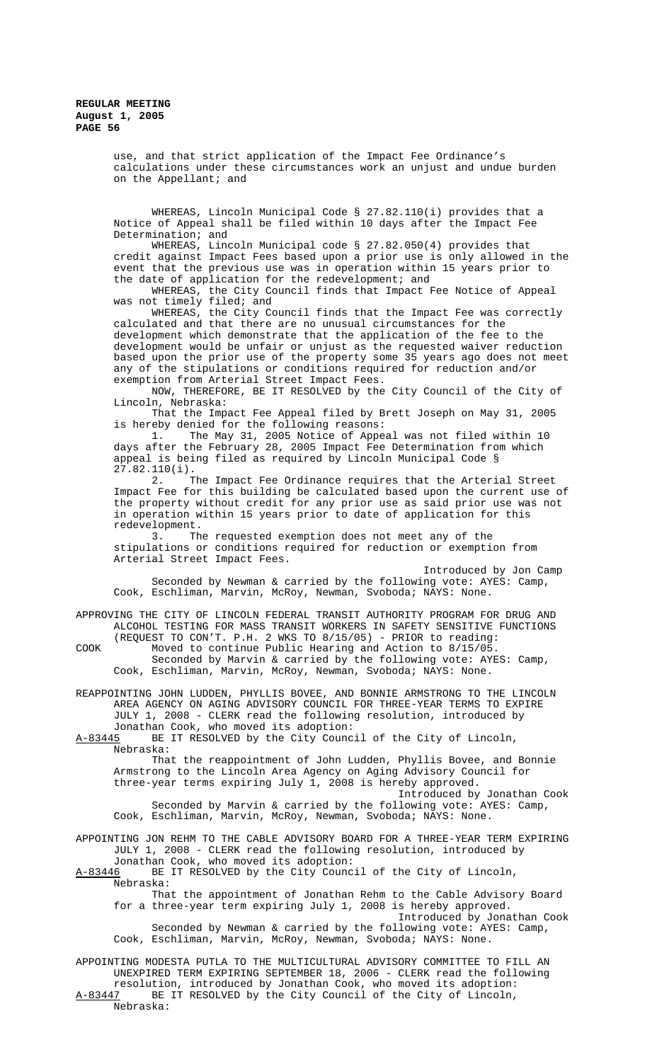use, and that strict application of the Impact Fee Ordinance's calculations under these circumstances work an unjust and undue burden on the Appellant; and

WHEREAS, Lincoln Municipal Code § 27.82.110(i) provides that a Notice of Appeal shall be filed within 10 days after the Impact Fee Determination; and

WHEREAS, Lincoln Municipal code § 27.82.050(4) provides that credit against Impact Fees based upon a prior use is only allowed in the event that the previous use was in operation within 15 years prior to the date of application for the redevelopment; and

WHEREAS, the City Council finds that Impact Fee Notice of Appeal was not timely filed; and

WHEREAS, the City Council finds that the Impact Fee was correctly calculated and that there are no unusual circumstances for the development which demonstrate that the application of the fee to the development would be unfair or unjust as the requested waiver reduction based upon the prior use of the property some 35 years ago does not meet any of the stipulations or conditions required for reduction and/or exemption from Arterial Street Impact Fees.

NOW, THEREFORE, BE IT RESOLVED by the City Council of the City of Lincoln, Nebraska:

That the Impact Fee Appeal filed by Brett Joseph on May 31, 2005 is hereby denied for the following reasons:

1. The May 31, 2005 Notice of Appeal was not filed within 10 days after the February 28, 2005 Impact Fee Determination from which appeal is being filed as required by Lincoln Municipal Code § 27.82.110(i).

2. The Impact Fee Ordinance requires that the Arterial Street Impact Fee for this building be calculated based upon the current use of the property without credit for any prior use as said prior use was not in operation within 15 years prior to date of application for this redevelopment.

3. The requested exemption does not meet any of the stipulations or conditions required for reduction or exemption from Arterial Street Impact Fees.

Introduced by Jon Camp

Seconded by Newman & carried by the following vote: AYES: Camp, Cook, Eschliman, Marvin, McRoy, Newman, Svoboda; NAYS: None.

APPROVING THE CITY OF LINCOLN FEDERAL TRANSIT AUTHORITY PROGRAM FOR DRUG AND ALCOHOL TESTING FOR MASS TRANSIT WORKERS IN SAFETY SENSITIVE FUNCTIONS (REQUEST TO CON'T. P.H. 2 WKS TO 8/15/05) - PRIOR to reading:

COOK Moved to continue Public Hearing and Action to 8/15/05.

Seconded by Marvin & carried by the following vote: AYES: Camp, Cook, Eschliman, Marvin, McRoy, Newman, Svoboda; NAYS: None.

REAPPOINTING JOHN LUDDEN, PHYLLIS BOVEE, AND BONNIE ARMSTRONG TO THE LINCOLN AREA AGENCY ON AGING ADVISORY COUNCIL FOR THREE-YEAR TERMS TO EXPIRE JULY 1, 2008 - CLERK read the following resolution, introduced by Jonathan Cook, who moved its adoption:

A-83445 BE IT RESOLVED by the City Council of the City of Lincoln, Nebraska:

That the reappointment of John Ludden, Phyllis Bovee, and Bonnie Armstrong to the Lincoln Area Agency on Aging Advisory Council for three-year terms expiring July 1, 2008 is hereby approved.

Introduced by Jonathan Cook

Seconded by Marvin & carried by the following vote: AYES: Camp, Cook, Eschliman, Marvin, McRoy, Newman, Svoboda; NAYS: None.

APPOINTING JON REHM TO THE CABLE ADVISORY BOARD FOR A THREE-YEAR TERM EXPIRING JULY 1, 2008 - CLERK read the following resolution, introduced by Jonathan Cook, who moved its adoption:

A-83446 BE IT RESOLVED by the City Council of the City of Lincoln, Nebraska:

That the appointment of Jonathan Rehm to the Cable Advisory Board for a three-year term expiring July 1, 2008 is hereby approved.

Introduced by Jonathan Cook

Seconded by Newman & carried by the following vote: AYES: Camp, Cook, Eschliman, Marvin, McRoy, Newman, Svoboda; NAYS: None.

APPOINTING MODESTA PUTLA TO THE MULTICULTURAL ADVISORY COMMITTEE TO FILL AN UNEXPIRED TERM EXPIRING SEPTEMBER 18, 2006 - CLERK read the following resolution, introduced by Jonathan Cook, who moved its adoption:

A-83447 BE IT RESOLVED by the City Council of the City of Lincoln, Nebraska: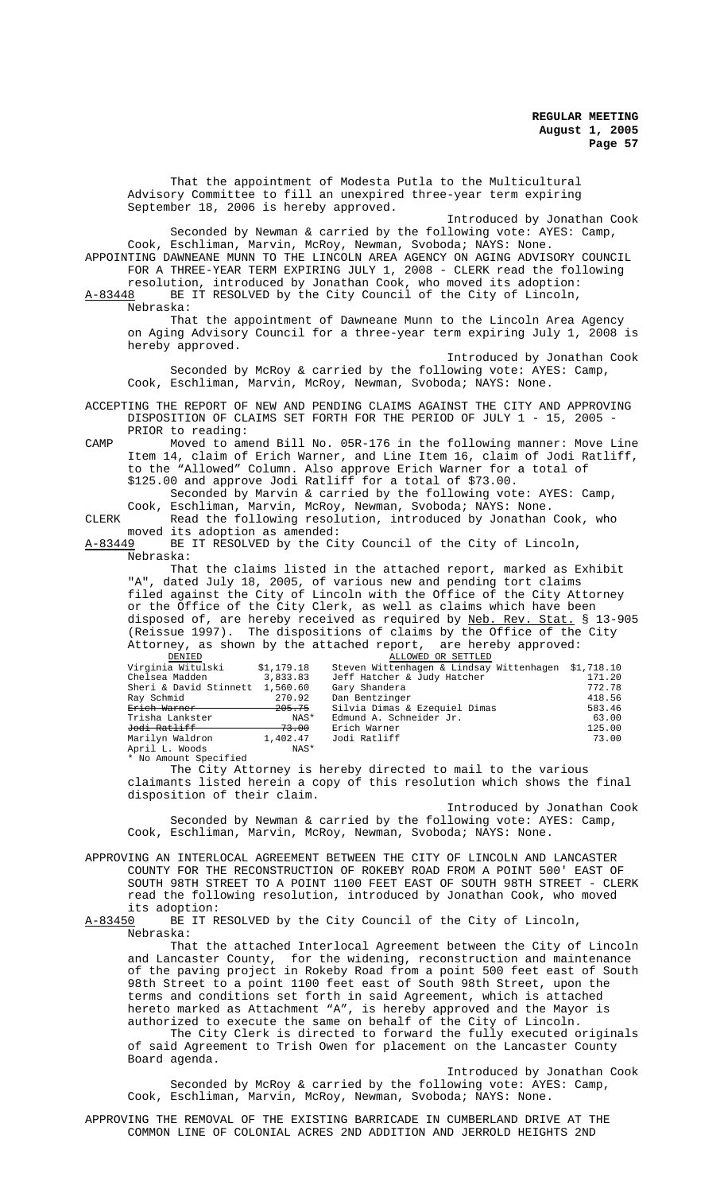That the appointment of Modesta Putla to the Multicultural Advisory Committee to fill an unexpired three-year term expiring September 18, 2006 is hereby approved.

Introduced by Jonathan Cook

Seconded by Newman & carried by the following vote: AYES: Camp, Cook, Eschliman, Marvin, McRoy, Newman, Svoboda; NAYS: None.

APPOINTING DAWNEANE MUNN TO THE LINCOLN AREA AGENCY ON AGING ADVISORY COUNCIL FOR A THREE-YEAR TERM EXPIRING JULY 1, 2008 - CLERK read the following resolution, introduced by Jonathan Cook, who moved its adoption:

A-83448 BE IT RESOLVED by the City Council of the City of Lincoln, Nebraska:

That the appointment of Dawneane Munn to the Lincoln Area Agency on Aging Advisory Council for a three-year term expiring July 1, 2008 is hereby approved.

Introduced by Jonathan Cook

Seconded by McRoy & carried by the following vote: AYES: Camp, Cook, Eschliman, Marvin, McRoy, Newman, Svoboda; NAYS: None.

ACCEPTING THE REPORT OF NEW AND PENDING CLAIMS AGAINST THE CITY AND APPROVING DISPOSITION OF CLAIMS SET FORTH FOR THE PERIOD OF JULY 1 - 15, 2005 - PRIOR to reading:

CAMP Moved to amend Bill No. 05R-176 in the following manner: Move Line Item 14, claim of Erich Warner, and Line Item 16, claim of Jodi Ratliff, to the "Allowed" Column. Also approve Erich Warner for a total of $125.00 and approve Jodi Ratliff for a total of $73.00.

Seconded by Marvin & carried by the following vote: AYES: Camp, Cook, Eschliman, Marvin, McRoy, Newman, Svoboda; NAYS: None.

CLERK Read the following resolution, introduced by Jonathan Cook, who moved its adoption as amended:

A-83449 BE IT RESOLVED by the City Council of the City of Lincoln, Nebraska:

That the claims listed in the attached report, marked as Exhibit "A", dated July 18, 2005, of various new and pending tort claims filed against the City of Lincoln with the Office of the City Attorney or the Office of the City Clerk, as well as claims which have been disposed of, are hereby received as required by Neb. Rev. Stat. § 13-905 (Reissue 1997). The dispositions of claims by the Office of the City Attorney, as shown by the attached report, are hereby approved:

| DENIED | | ALLOWED OR SETTLED | |
|---|---|---|---|
| Virginia Witulski | $1,179.18 | Steven Wittenhagen & Lindsay Wittenhagen | $1,718.10 |
| Chelsea Madden | 3,833.83 | Jeff Hatcher & Judy Hatcher | 171.20 |
| Sheri & David Stinnett | 1,560.60 | Gary Shandera | 772.78 |
| Ray Schmid | 270.92 | Dan Bentzinger | 418.56 |
| ~~Erich Warner~~ | ~~205.75~~ | Silvia Dimas & Ezequiel Dimas | 583.46 |
| Trisha Lankster | NAS* | Edmund A. Schneider Jr. | 63.00 |
| ~~Jodi Ratliff~~ | ~~73.00~~ | Erich Warner | 125.00 |
| Marilyn Waldron | 1,402.47 | Jodi Ratliff | 73.00 |
| April L. Woods | NAS* | | |

\* No Amount Specified

The City Attorney is hereby directed to mail to the various claimants listed herein a copy of this resolution which shows the final disposition of their claim.

Introduced by Jonathan Cook

Seconded by Newman & carried by the following vote: AYES: Camp, Cook, Eschliman, Marvin, McRoy, Newman, Svoboda; NAYS: None.

APPROVING AN INTERLOCAL AGREEMENT BETWEEN THE CITY OF LINCOLN AND LANCASTER COUNTY FOR THE RECONSTRUCTION OF ROKEBY ROAD FROM A POINT 500' EAST OF SOUTH 98TH STREET TO A POINT 1100 FEET EAST OF SOUTH 98TH STREET - CLERK read the following resolution, introduced by Jonathan Cook, who moved its adoption:

A-83450 BE IT RESOLVED by the City Council of the City of Lincoln, Nebraska:

That the attached Interlocal Agreement between the City of Lincoln and Lancaster County, for the widening, reconstruction and maintenance of the paving project in Rokeby Road from a point 500 feet east of South 98th Street to a point 1100 feet east of South 98th Street, upon the terms and conditions set forth in said Agreement, which is attached hereto marked as Attachment "A", is hereby approved and the Mayor is authorized to execute the same on behalf of the City of Lincoln.

The City Clerk is directed to forward the fully executed originals of said Agreement to Trish Owen for placement on the Lancaster County Board agenda.

Introduced by Jonathan Cook

Seconded by McRoy & carried by the following vote: AYES: Camp, Cook, Eschliman, Marvin, McRoy, Newman, Svoboda; NAYS: None.

APPROVING THE REMOVAL OF THE EXISTING BARRICADE IN CUMBERLAND DRIVE AT THE COMMON LINE OF COLONIAL ACRES 2ND ADDITION AND JERROLD HEIGHTS 2ND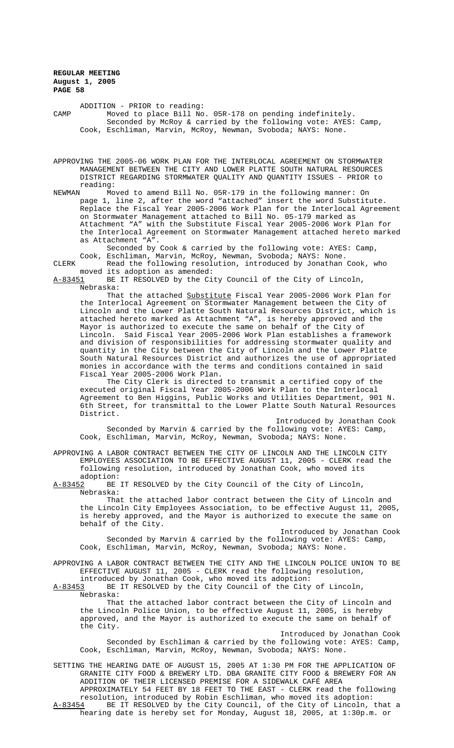ADDITION - PRIOR to reading:

CAMP Moved to place Bill No. 05R-178 on pending indefinitely.
Seconded by McRoy & carried by the following vote: AYES: Camp, Cook, Eschliman, Marvin, McRoy, Newman, Svoboda; NAYS: None.

APPROVING THE 2005-06 WORK PLAN FOR THE INTERLOCAL AGREEMENT ON STORMWATER MANAGEMENT BETWEEN THE CITY AND LOWER PLATTE SOUTH NATURAL RESOURCES DISTRICT REGARDING STORMWATER QUALITY AND QUANTITY ISSUES - PRIOR to reading:

NEWMAN Moved to amend Bill No. 05R-179 in the following manner: On page 1, line 2, after the word "attached" insert the word Substitute. Replace the Fiscal Year 2005-2006 Work Plan for the Interlocal Agreement on Stormwater Management attached to Bill No. 05-179 marked as Attachment "A" with the Substitute Fiscal Year 2005-2006 Work Plan for the Interlocal Agreement on Stormwater Management attached hereto marked as Attachment "A".
Seconded by Cook & carried by the following vote: AYES: Camp, Cook, Eschliman, Marvin, McRoy, Newman, Svoboda; NAYS: None.

CLERK Read the following resolution, introduced by Jonathan Cook, who moved its adoption as amended:

A-83451 BE IT RESOLVED by the City Council of the City of Lincoln, Nebraska:

That the attached Substitute Fiscal Year 2005-2006 Work Plan for the Interlocal Agreement on Stormwater Management between the City of Lincoln and the Lower Platte South Natural Resources District, which is attached hereto marked as Attachment "A", is hereby approved and the Mayor is authorized to execute the same on behalf of the City of Lincoln. Said Fiscal Year 2005-2006 Work Plan establishes a framework and division of responsibilities for addressing stormwater quality and quantity in the City between the City of Lincoln and the Lower Platte South Natural Resources District and authorizes the use of appropriated monies in accordance with the terms and conditions contained in said Fiscal Year 2005-2006 Work Plan.

The City Clerk is directed to transmit a certified copy of the executed original Fiscal Year 2005-2006 Work Plan to the Interlocal Agreement to Ben Higgins, Public Works and Utilities Department, 901 N. 6th Street, for transmittal to the Lower Platte South Natural Resources District.

Introduced by Jonathan Cook

Seconded by Marvin & carried by the following vote: AYES: Camp, Cook, Eschliman, Marvin, McRoy, Newman, Svoboda; NAYS: None.

APPROVING A LABOR CONTRACT BETWEEN THE CITY OF LINCOLN AND THE LINCOLN CITY EMPLOYEES ASSOCIATION TO BE EFFECTIVE AUGUST 11, 2005 - CLERK read the following resolution, introduced by Jonathan Cook, who moved its adoption:

A-83452 BE IT RESOLVED by the City Council of the City of Lincoln, Nebraska:

That the attached labor contract between the City of Lincoln and the Lincoln City Employees Association, to be effective August 11, 2005, is hereby approved, and the Mayor is authorized to execute the same on behalf of the City.

Introduced by Jonathan Cook

Seconded by Marvin & carried by the following vote: AYES: Camp, Cook, Eschliman, Marvin, McRoy, Newman, Svoboda; NAYS: None.

APPROVING A LABOR CONTRACT BETWEEN THE CITY AND THE LINCOLN POLICE UNION TO BE EFFECTIVE AUGUST 11, 2005 - CLERK read the following resolution, introduced by Jonathan Cook, who moved its adoption:

A-83453 BE IT RESOLVED by the City Council of the City of Lincoln, Nebraska:

That the attached labor contract between the City of Lincoln and the Lincoln Police Union, to be effective August 11, 2005, is hereby approved, and the Mayor is authorized to execute the same on behalf of the City.

Introduced by Jonathan Cook

Seconded by Eschliman & carried by the following vote: AYES: Camp, Cook, Eschliman, Marvin, McRoy, Newman, Svoboda; NAYS: None.

SETTING THE HEARING DATE OF AUGUST 15, 2005 AT 1:30 PM FOR THE APPLICATION OF GRANITE CITY FOOD & BREWERY LTD. DBA GRANITE CITY FOOD & BREWERY FOR AN ADDITION OF THEIR LICENSED PREMISE FOR A SIDEWALK CAFÉ AREA APPROXIMATELY 54 FEET BY 18 FEET TO THE EAST - CLERK read the following resolution, introduced by Robin Eschliman, who moved its adoption:

A-83454 BE IT RESOLVED by the City Council, of the City of Lincoln, that a hearing date is hereby set for Monday, August 18, 2005, at 1:30p.m. or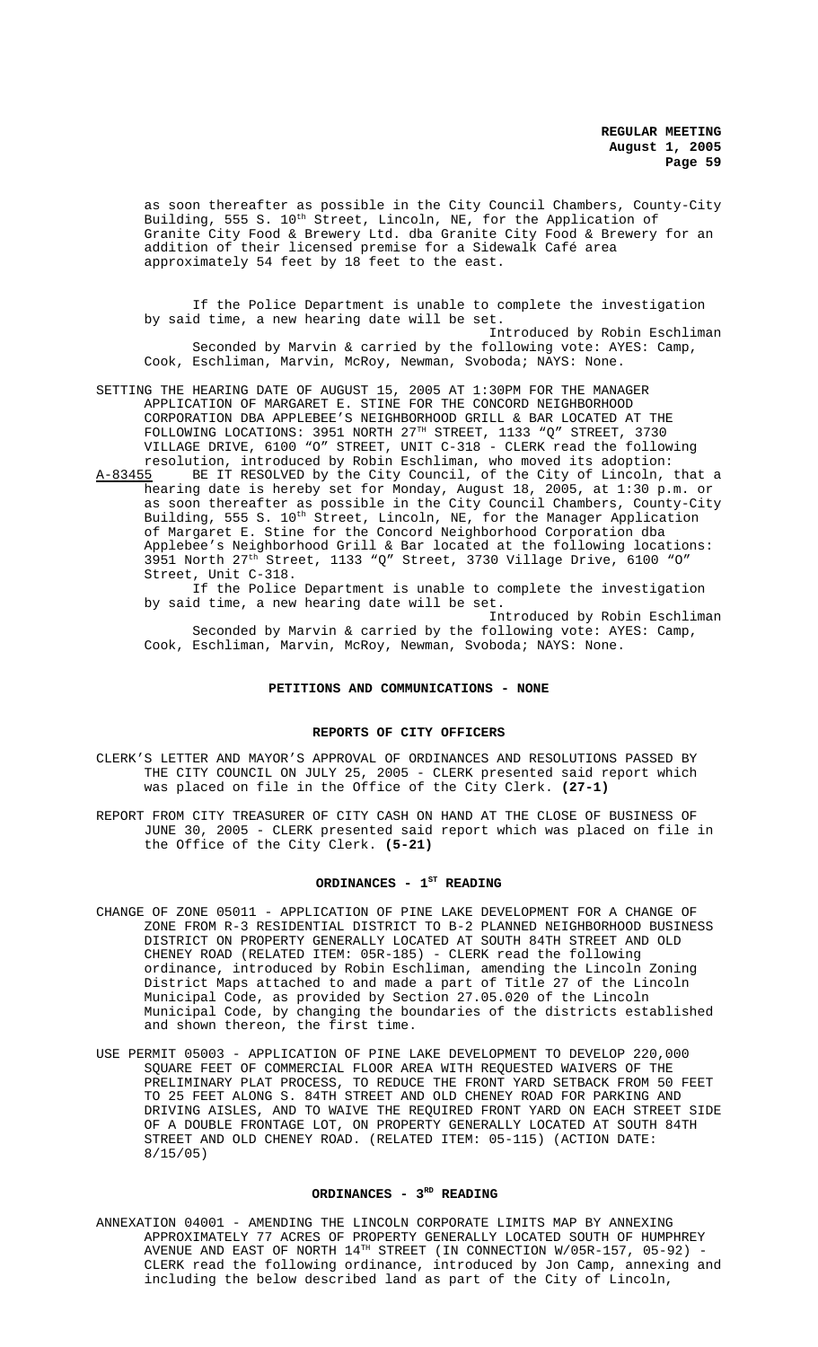as soon thereafter as possible in the City Council Chambers, County-City Building, 555 S. 10th Street, Lincoln, NE, for the Application of Granite City Food & Brewery Ltd. dba Granite City Food & Brewery for an addition of their licensed premise for a Sidewalk Café area approximately 54 feet by 18 feet to the east.

If the Police Department is unable to complete the investigation by said time, a new hearing date will be set.

Introduced by Robin Eschliman

Seconded by Marvin & carried by the following vote: AYES: Camp, Cook, Eschliman, Marvin, McRoy, Newman, Svoboda; NAYS: None.

SETTING THE HEARING DATE OF AUGUST 15, 2005 AT 1:30PM FOR THE MANAGER APPLICATION OF MARGARET E. STINE FOR THE CONCORD NEIGHBORHOOD CORPORATION DBA APPLEBEE'S NEIGHBORHOOD GRILL & BAR LOCATED AT THE FOLLOWING LOCATIONS: 3951 NORTH 27TH STREET, 1133 "Q" STREET, 3730 VILLAGE DRIVE, 6100 "O" STREET, UNIT C-318 - CLERK read the following resolution, introduced by Robin Eschliman, who moved its adoption:

A-83455 BE IT RESOLVED by the City Council, of the City of Lincoln, that a hearing date is hereby set for Monday, August 18, 2005, at 1:30 p.m. or as soon thereafter as possible in the City Council Chambers, County-City Building, 555 S. 10th Street, Lincoln, NE, for the Manager Application of Margaret E. Stine for the Concord Neighborhood Corporation dba Applebee's Neighborhood Grill & Bar located at the following locations: 3951 North 27th Street, 1133 "Q" Street, 3730 Village Drive, 6100 "O" Street, Unit C-318.

If the Police Department is unable to complete the investigation by said time, a new hearing date will be set.

Introduced by Robin Eschliman

Seconded by Marvin & carried by the following vote: AYES: Camp, Cook, Eschliman, Marvin, McRoy, Newman, Svoboda; NAYS: None.

## PETITIONS AND COMMUNICATIONS - NONE

## REPORTS OF CITY OFFICERS

CLERK'S LETTER AND MAYOR'S APPROVAL OF ORDINANCES AND RESOLUTIONS PASSED BY THE CITY COUNCIL ON JULY 25, 2005 - CLERK presented said report which was placed on file in the Office of the City Clerk. **(27-1)**

REPORT FROM CITY TREASURER OF CITY CASH ON HAND AT THE CLOSE OF BUSINESS OF JUNE 30, 2005 - CLERK presented said report which was placed on file in the Office of the City Clerk. **(5-21)**

## ORDINANCES - 1ST READING

CHANGE OF ZONE 05011 - APPLICATION OF PINE LAKE DEVELOPMENT FOR A CHANGE OF ZONE FROM R-3 RESIDENTIAL DISTRICT TO B-2 PLANNED NEIGHBORHOOD BUSINESS DISTRICT ON PROPERTY GENERALLY LOCATED AT SOUTH 84TH STREET AND OLD CHENEY ROAD (RELATED ITEM: 05R-185) - CLERK read the following ordinance, introduced by Robin Eschliman, amending the Lincoln Zoning District Maps attached to and made a part of Title 27 of the Lincoln Municipal Code, as provided by Section 27.05.020 of the Lincoln Municipal Code, by changing the boundaries of the districts established and shown thereon, the first time.

USE PERMIT 05003 - APPLICATION OF PINE LAKE DEVELOPMENT TO DEVELOP 220,000 SQUARE FEET OF COMMERCIAL FLOOR AREA WITH REQUESTED WAIVERS OF THE PRELIMINARY PLAT PROCESS, TO REDUCE THE FRONT YARD SETBACK FROM 50 FEET TO 25 FEET ALONG S. 84TH STREET AND OLD CHENEY ROAD FOR PARKING AND DRIVING AISLES, AND TO WAIVE THE REQUIRED FRONT YARD ON EACH STREET SIDE OF A DOUBLE FRONTAGE LOT, ON PROPERTY GENERALLY LOCATED AT SOUTH 84TH STREET AND OLD CHENEY ROAD. (RELATED ITEM: 05-115) (ACTION DATE: 8/15/05)

## ORDINANCES - 3RD READING

ANNEXATION 04001 - AMENDING THE LINCOLN CORPORATE LIMITS MAP BY ANNEXING APPROXIMATELY 77 ACRES OF PROPERTY GENERALLY LOCATED SOUTH OF HUMPHREY AVENUE AND EAST OF NORTH 14TH STREET (IN CONNECTION W/05R-157, 05-92) - CLERK read the following ordinance, introduced by Jon Camp, annexing and including the below described land as part of the City of Lincoln,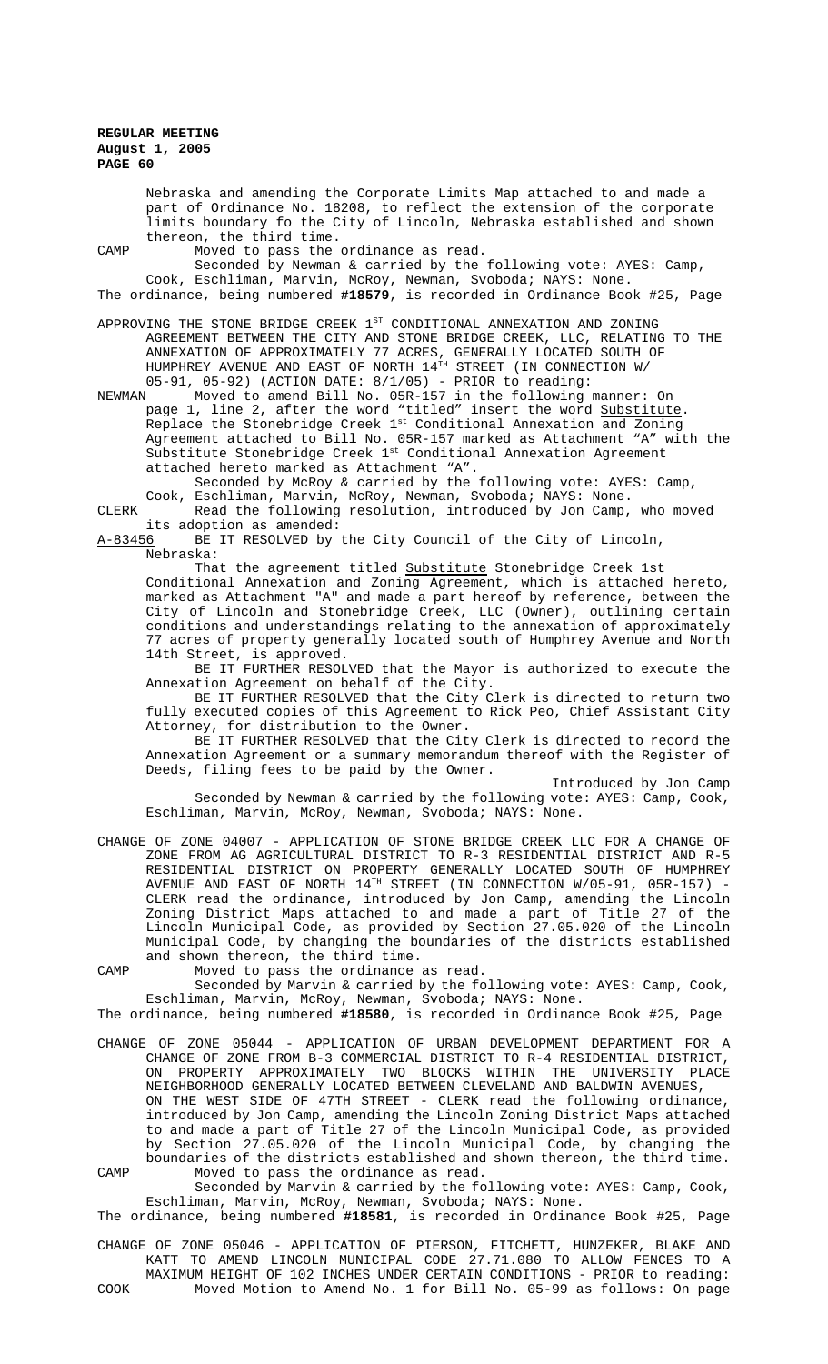Nebraska and amending the Corporate Limits Map attached to and made a part of Ordinance No. 18208, to reflect the extension of the corporate limits boundary fo the City of Lincoln, Nebraska established and shown thereon, the third time.

CAMP Moved to pass the ordinance as read.

Seconded by Newman & carried by the following vote: AYES: Camp, Cook, Eschliman, Marvin, McRoy, Newman, Svoboda; NAYS: None.

The ordinance, being numbered **#18579**, is recorded in Ordinance Book #25, Page

APPROVING THE STONE BRIDGE CREEK 1ST CONDITIONAL ANNEXATION AND ZONING AGREEMENT BETWEEN THE CITY AND STONE BRIDGE CREEK, LLC, RELATING TO THE ANNEXATION OF APPROXIMATELY 77 ACRES, GENERALLY LOCATED SOUTH OF HUMPHREY AVENUE AND EAST OF NORTH 14TH STREET (IN CONNECTION W/ 05-91, 05-92) (ACTION DATE: 8/1/05) - PRIOR to reading:

NEWMAN Moved to amend Bill No. 05R-157 in the following manner: On page 1, line 2, after the word "titled" insert the word Substitute. Replace the Stonebridge Creek 1st Conditional Annexation and Zoning Agreement attached to Bill No. 05R-157 marked as Attachment "A" with the Substitute Stonebridge Creek 1st Conditional Annexation Agreement attached hereto marked as Attachment "A".

Seconded by McRoy & carried by the following vote: AYES: Camp, Cook, Eschliman, Marvin, McRoy, Newman, Svoboda; NAYS: None.

CLERK Read the following resolution, introduced by Jon Camp, who moved its adoption as amended:

A-83456 BE IT RESOLVED by the City Council of the City of Lincoln, Nebraska:

That the agreement titled Substitute Stonebridge Creek 1st Conditional Annexation and Zoning Agreement, which is attached hereto, marked as Attachment "A" and made a part hereof by reference, between the City of Lincoln and Stonebridge Creek, LLC (Owner), outlining certain conditions and understandings relating to the annexation of approximately 77 acres of property generally located south of Humphrey Avenue and North 14th Street, is approved.

BE IT FURTHER RESOLVED that the Mayor is authorized to execute the Annexation Agreement on behalf of the City.

BE IT FURTHER RESOLVED that the City Clerk is directed to return two fully executed copies of this Agreement to Rick Peo, Chief Assistant City Attorney, for distribution to the Owner.

BE IT FURTHER RESOLVED that the City Clerk is directed to record the Annexation Agreement or a summary memorandum thereof with the Register of Deeds, filing fees to be paid by the Owner.

Introduced by Jon Camp

Seconded by Newman & carried by the following vote: AYES: Camp, Cook, Eschliman, Marvin, McRoy, Newman, Svoboda; NAYS: None.

CHANGE OF ZONE 04007 - APPLICATION OF STONE BRIDGE CREEK LLC FOR A CHANGE OF ZONE FROM AG AGRICULTURAL DISTRICT TO R-3 RESIDENTIAL DISTRICT AND R-5 RESIDENTIAL DISTRICT ON PROPERTY GENERALLY LOCATED SOUTH OF HUMPHREY AVENUE AND EAST OF NORTH 14TH STREET (IN CONNECTION W/05-91, 05R-157) - CLERK read the ordinance, introduced by Jon Camp, amending the Lincoln Zoning District Maps attached to and made a part of Title 27 of the Lincoln Municipal Code, as provided by Section 27.05.020 of the Lincoln Municipal Code, by changing the boundaries of the districts established and shown thereon, the third time.

CAMP Moved to pass the ordinance as read.

Seconded by Marvin & carried by the following vote: AYES: Camp, Cook, Eschliman, Marvin, McRoy, Newman, Svoboda; NAYS: None.

The ordinance, being numbered **#18580**, is recorded in Ordinance Book #25, Page

CHANGE OF ZONE 05044 - APPLICATION OF URBAN DEVELOPMENT DEPARTMENT FOR A CHANGE OF ZONE FROM B-3 COMMERCIAL DISTRICT TO R-4 RESIDENTIAL DISTRICT, ON PROPERTY APPROXIMATELY TWO BLOCKS WITHIN THE UNIVERSITY PLACE NEIGHBORHOOD GENERALLY LOCATED BETWEEN CLEVELAND AND BALDWIN AVENUES, ON THE WEST SIDE OF 47TH STREET - CLERK read the following ordinance, introduced by Jon Camp, amending the Lincoln Zoning District Maps attached to and made a part of Title 27 of the Lincoln Municipal Code, as provided by Section 27.05.020 of the Lincoln Municipal Code, by changing the boundaries of the districts established and shown thereon, the third time.

CAMP Moved to pass the ordinance as read.

Seconded by Marvin & carried by the following vote: AYES: Camp, Cook, Eschliman, Marvin, McRoy, Newman, Svoboda; NAYS: None.

The ordinance, being numbered **#18581**, is recorded in Ordinance Book #25, Page

CHANGE OF ZONE 05046 - APPLICATION OF PIERSON, FITCHETT, HUNZEKER, BLAKE AND KATT TO AMEND LINCOLN MUNICIPAL CODE 27.71.080 TO ALLOW FENCES TO A MAXIMUM HEIGHT OF 102 INCHES UNDER CERTAIN CONDITIONS - PRIOR to reading:

COOK Moved Motion to Amend No. 1 for Bill No. 05-99 as follows: On page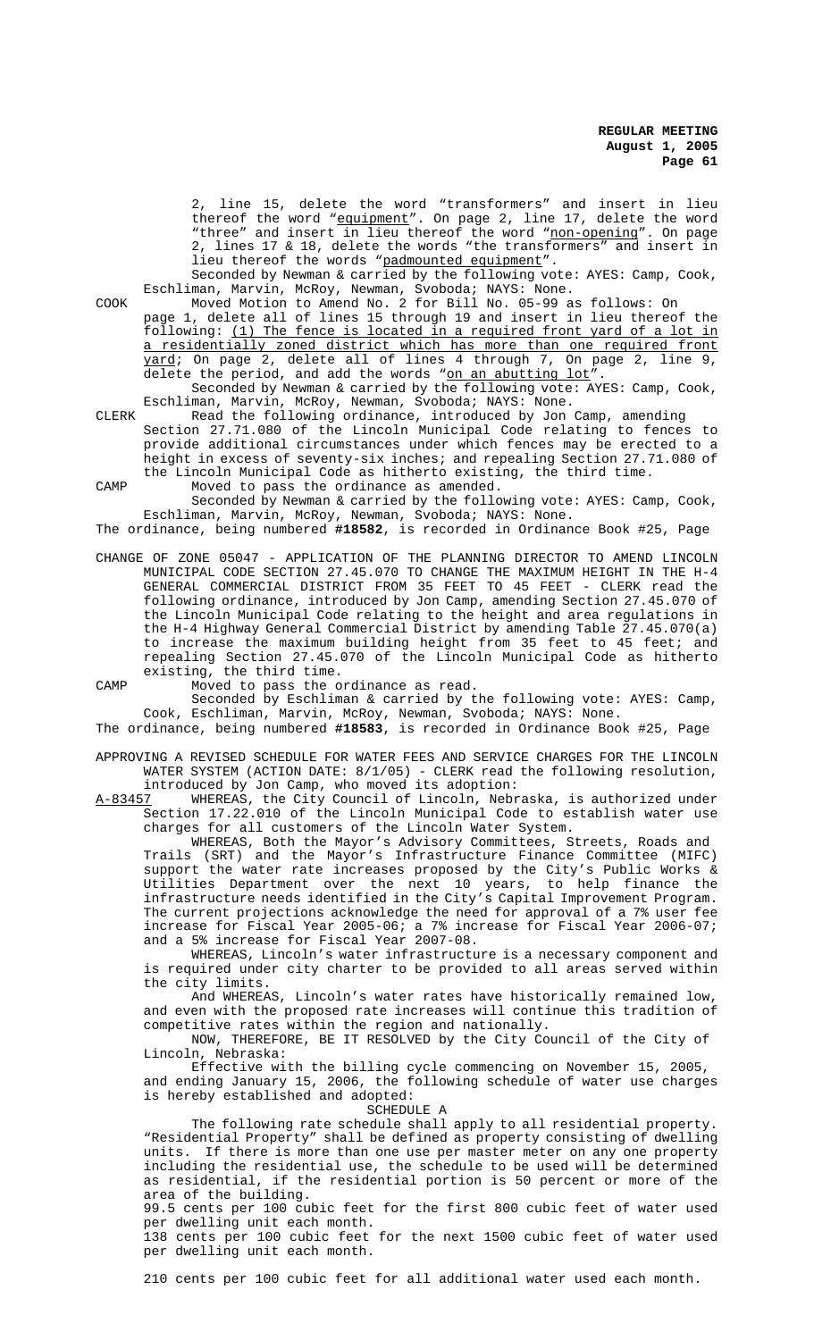2, line 15, delete the word "transformers" and insert in lieu thereof the word "equipment". On page 2, line 17, delete the word "three" and insert in lieu thereof the word "non-opening". On page 2, lines 17 & 18, delete the words "the transformers" and insert in lieu thereof the words "padmounted equipment".

Seconded by Newman & carried by the following vote: AYES: Camp, Cook, Eschliman, Marvin, McRoy, Newman, Svoboda; NAYS: None.

COOK Moved Motion to Amend No. 2 for Bill No. 05-99 as follows: On page 1, delete all of lines 15 through 19 and insert in lieu thereof the following: (1) The fence is located in a required front yard of a lot in a residentially zoned district which has more than one required front yard; On page 2, delete all of lines 4 through 7, On page 2, line 9, delete the period, and add the words "on an abutting lot".

Seconded by Newman & carried by the following vote: AYES: Camp, Cook, Eschliman, Marvin, McRoy, Newman, Svoboda; NAYS: None.

CLERK Read the following ordinance, introduced by Jon Camp, amending Section 27.71.080 of the Lincoln Municipal Code relating to fences to provide additional circumstances under which fences may be erected to a height in excess of seventy-six inches; and repealing Section 27.71.080 of the Lincoln Municipal Code as hitherto existing, the third time.

CAMP Moved to pass the ordinance as amended.

Seconded by Newman & carried by the following vote: AYES: Camp, Cook, Eschliman, Marvin, McRoy, Newman, Svoboda; NAYS: None.

The ordinance, being numbered **#18582**, is recorded in Ordinance Book #25, Page

CHANGE OF ZONE 05047 - APPLICATION OF THE PLANNING DIRECTOR TO AMEND LINCOLN MUNICIPAL CODE SECTION 27.45.070 TO CHANGE THE MAXIMUM HEIGHT IN THE H-4 GENERAL COMMERCIAL DISTRICT FROM 35 FEET TO 45 FEET - CLERK read the following ordinance, introduced by Jon Camp, amending Section 27.45.070 of the Lincoln Municipal Code relating to the height and area regulations in the H-4 Highway General Commercial District by amending Table 27.45.070(a) to increase the maximum building height from 35 feet to 45 feet; and repealing Section 27.45.070 of the Lincoln Municipal Code as hitherto existing, the third time.

CAMP Moved to pass the ordinance as read.

Seconded by Eschliman & carried by the following vote: AYES: Camp, Cook, Eschliman, Marvin, McRoy, Newman, Svoboda; NAYS: None.

The ordinance, being numbered **#18583**, is recorded in Ordinance Book #25, Page

APPROVING A REVISED SCHEDULE FOR WATER FEES AND SERVICE CHARGES FOR THE LINCOLN WATER SYSTEM (ACTION DATE: 8/1/05) - CLERK read the following resolution, introduced by Jon Camp, who moved its adoption:

A-83457 WHEREAS, the City Council of Lincoln, Nebraska, is authorized under Section 17.22.010 of the Lincoln Municipal Code to establish water use charges for all customers of the Lincoln Water System.

WHEREAS, Both the Mayor's Advisory Committees, Streets, Roads and Trails (SRT) and the Mayor's Infrastructure Finance Committee (MIFC) support the water rate increases proposed by the City's Public Works & Utilities Department over the next 10 years, to help finance the infrastructure needs identified in the City's Capital Improvement Program. The current projections acknowledge the need for approval of a 7% user fee increase for Fiscal Year 2005-06; a 7% increase for Fiscal Year 2006-07; and a 5% increase for Fiscal Year 2007-08.

WHEREAS, Lincoln's water infrastructure is a necessary component and is required under city charter to be provided to all areas served within the city limits.

And WHEREAS, Lincoln's water rates have historically remained low, and even with the proposed rate increases will continue this tradition of competitive rates within the region and nationally.

NOW, THEREFORE, BE IT RESOLVED by the City Council of the City of Lincoln, Nebraska:

Effective with the billing cycle commencing on November 15, 2005, and ending January 15, 2006, the following schedule of water use charges is hereby established and adopted:

SCHEDULE A

The following rate schedule shall apply to all residential property. "Residential Property" shall be defined as property consisting of dwelling units. If there is more than one use per master meter on any one property including the residential use, the schedule to be used will be determined as residential, if the residential portion is 50 percent or more of the area of the building.

99.5 cents per 100 cubic feet for the first 800 cubic feet of water used per dwelling unit each month.

138 cents per 100 cubic feet for the next 1500 cubic feet of water used per dwelling unit each month.

210 cents per 100 cubic feet for all additional water used each month.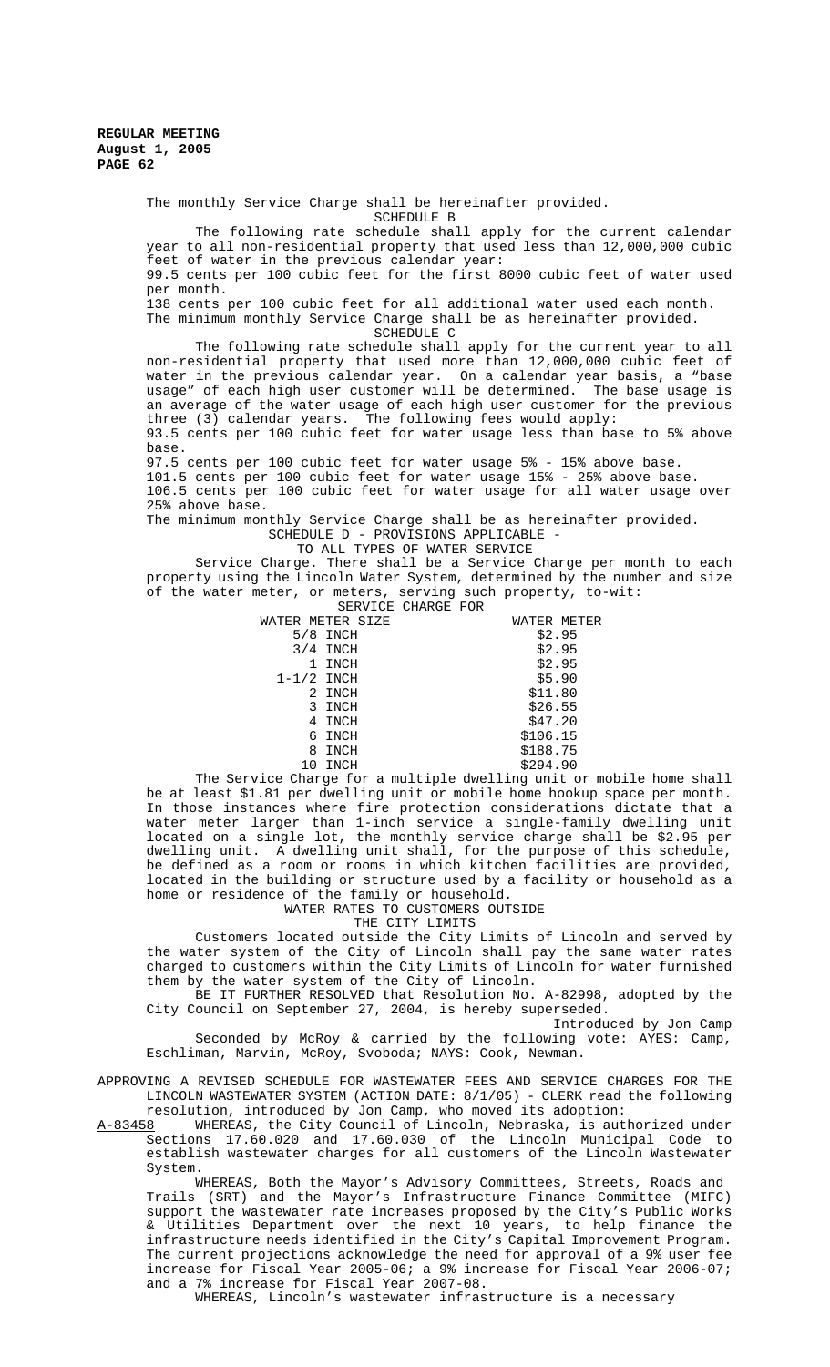The monthly Service Charge shall be hereinafter provided.

SCHEDULE B

The following rate schedule shall apply for the current calendar year to all non-residential property that used less than 12,000,000 cubic feet of water in the previous calendar year:

99.5 cents per 100 cubic feet for the first 8000 cubic feet of water used per month.

138 cents per 100 cubic feet for all additional water used each month.

The minimum monthly Service Charge shall be as hereinafter provided.

SCHEDULE C

The following rate schedule shall apply for the current year to all non-residential property that used more than 12,000,000 cubic feet of water in the previous calendar year. On a calendar year basis, a "base usage" of each high user customer will be determined. The base usage is an average of the water usage of each high user customer for the previous three (3) calendar years. The following fees would apply:

93.5 cents per 100 cubic feet for water usage less than base to 5% above base.

97.5 cents per 100 cubic feet for water usage 5% - 15% above base.

101.5 cents per 100 cubic feet for water usage 15% - 25% above base.

106.5 cents per 100 cubic feet for water usage for all water usage over 25% above base.

The minimum monthly Service Charge shall be as hereinafter provided.

SCHEDULE D - PROVISIONS APPLICABLE - TO ALL TYPES OF WATER SERVICE

Service Charge. There shall be a Service Charge per month to each property using the Lincoln Water System, determined by the number and size of the water meter, or meters, serving such property, to-wit:

| WATER METER SIZE | SERVICE CHARGE FOR WATER METER |
|---|---|
| 5/8 INCH | $2.95 |
| 3/4 INCH | $2.95 |
| 1 INCH | $2.95 |
| 1-1/2 INCH | $5.90 |
| 2 INCH | $11.80 |
| 3 INCH | $26.55 |
| 4 INCH | $47.20 |
| 6 INCH | $106.15 |
| 8 INCH | $188.75 |
| 10 INCH | $294.90 |

The Service Charge for a multiple dwelling unit or mobile home shall be at least $1.81 per dwelling unit or mobile home hookup space per month. In those instances where fire protection considerations dictate that a water meter larger than 1-inch service a single-family dwelling unit located on a single lot, the monthly service charge shall be $2.95 per dwelling unit. A dwelling unit shall, for the purpose of this schedule, be defined as a room or rooms in which kitchen facilities are provided, located in the building or structure used by a facility or household as a home or residence of the family or household.

WATER RATES TO CUSTOMERS OUTSIDE THE CITY LIMITS

Customers located outside the City Limits of Lincoln and served by the water system of the City of Lincoln shall pay the same water rates charged to customers within the City Limits of Lincoln for water furnished them by the water system of the City of Lincoln.

BE IT FURTHER RESOLVED that Resolution No. A-82998, adopted by the City Council on September 27, 2004, is hereby superseded.

Introduced by Jon Camp

Seconded by McRoy & carried by the following vote: AYES: Camp, Eschliman, Marvin, McRoy, Svoboda; NAYS: Cook, Newman.

APPROVING A REVISED SCHEDULE FOR WASTEWATER FEES AND SERVICE CHARGES FOR THE LINCOLN WASTEWATER SYSTEM (ACTION DATE: 8/1/05) - CLERK read the following resolution, introduced by Jon Camp, who moved its adoption:

A-83458 WHEREAS, the City Council of Lincoln, Nebraska, is authorized under Sections 17.60.020 and 17.60.030 of the Lincoln Municipal Code to establish wastewater charges for all customers of the Lincoln Wastewater System.

WHEREAS, Both the Mayor's Advisory Committees, Streets, Roads and Trails (SRT) and the Mayor's Infrastructure Finance Committee (MIFC) support the wastewater rate increases proposed by the City's Public Works & Utilities Department over the next 10 years, to help finance the infrastructure needs identified in the City's Capital Improvement Program. The current projections acknowledge the need for approval of a 9% user fee increase for Fiscal Year 2005-06; a 9% increase for Fiscal Year 2006-07; and a 7% increase for Fiscal Year 2007-08.

WHEREAS, Lincoln's wastewater infrastructure is a necessary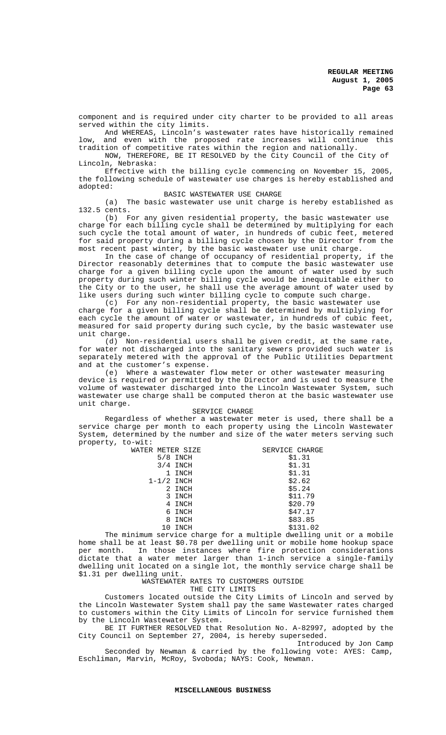component and is required under city charter to be provided to all areas served within the city limits.

And WHEREAS, Lincoln's wastewater rates have historically remained low, and even with the proposed rate increases will continue this tradition of competitive rates within the region and nationally.

NOW, THEREFORE, BE IT RESOLVED by the City Council of the City of Lincoln, Nebraska:

Effective with the billing cycle commencing on November 15, 2005, the following schedule of wastewater use charges is hereby established and adopted:

BASIC WASTEWATER USE CHARGE

(a) The basic wastewater use unit charge is hereby established as 132.5 cents.

(b) For any given residential property, the basic wastewater use charge for each billing cycle shall be determined by multiplying for each such cycle the total amount of water, in hundreds of cubic feet, metered for said property during a billing cycle chosen by the Director from the most recent past winter, by the basic wastewater use unit charge.

In the case of change of occupancy of residential property, if the Director reasonably determines that to compute the basic wastewater use charge for a given billing cycle upon the amount of water used by such property during such winter billing cycle would be inequitable either to the City or to the user, he shall use the average amount of water used by like users during such winter billing cycle to compute such charge.

(c) For any non-residential property, the basic wastewater use charge for a given billing cycle shall be determined by multiplying for each cycle the amount of water or wastewater, in hundreds of cubic feet, measured for said property during such cycle, by the basic wastewater use unit charge.

(d) Non-residential users shall be given credit, at the same rate, for water not discharged into the sanitary sewers provided such water is separately metered with the approval of the Public Utilities Department and at the customer's expense.

(e) Where a wastewater flow meter or other wastewater measuring device is required or permitted by the Director and is used to measure the volume of wastewater discharged into the Lincoln Wastewater System, such wastewater use charge shall be computed theron at the basic wastewater use unit charge.

SERVICE CHARGE

Regardless of whether a wastewater meter is used, there shall be a service charge per month to each property using the Lincoln Wastewater System, determined by the number and size of the water meters serving such property, to-wit:

| WATER METER SIZE | SERVICE CHARGE |
|---|---|
| 5/8 INCH | $1.31 |
| 3/4 INCH | $1.31 |
| 1 INCH | $1.31 |
| 1-1/2 INCH | $2.62 |
| 2 INCH | $5.24 |
| 3 INCH | $11.79 |
| 4 INCH | $20.79 |
| 6 INCH | $47.17 |
| 8 INCH | $83.85 |
| 10 INCH | $131.02 |

The minimum service charge for a multiple dwelling unit or a mobile home shall be at least $0.78 per dwelling unit or mobile home hookup space per month. In those instances where fire protection considerations dictate that a water meter larger than 1-inch service a single-family dwelling unit located on a single lot, the monthly service charge shall be $1.31 per dwelling unit.

WASTEWATER RATES TO CUSTOMERS OUTSIDE
THE CITY LIMITS

Customers located outside the City Limits of Lincoln and served by the Lincoln Wastewater System shall pay the same Wastewater rates charged to customers within the City Limits of Lincoln for service furnished them by the Lincoln Wastewater System.

BE IT FURTHER RESOLVED that Resolution No. A-82997, adopted by the City Council on September 27, 2004, is hereby superseded.

Introduced by Jon Camp

Seconded by Newman & carried by the following vote: AYES: Camp, Eschliman, Marvin, McRoy, Svoboda; NAYS: Cook, Newman.

**MISCELLANEOUS BUSINESS**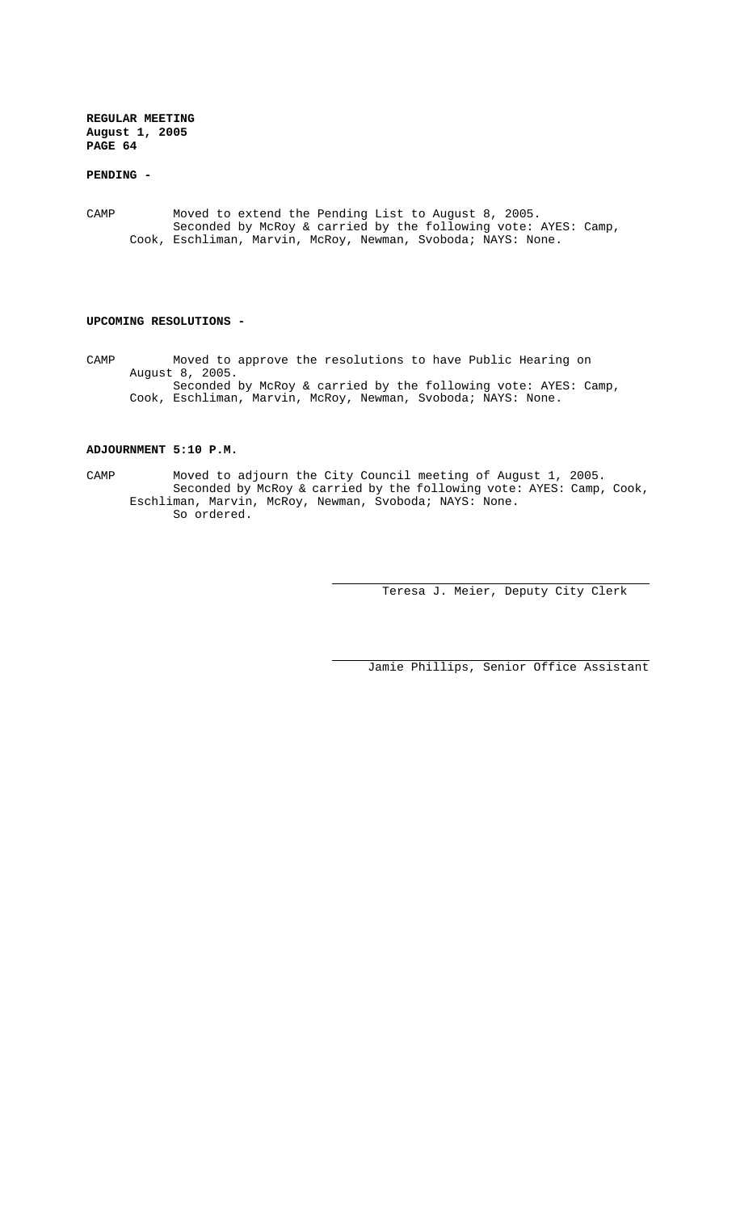**REGULAR MEETING**
**August 1, 2005**

**PENDING -**

CAMP Moved to extend the Pending List to August 8, 2005.
Seconded by McRoy & carried by the following vote: AYES: Camp, Cook, Eschliman, Marvin, McRoy, Newman, Svoboda; NAYS: None.

**UPCOMING RESOLUTIONS -**

CAMP Moved to approve the resolutions to have Public Hearing on August 8, 2005.
Seconded by McRoy & carried by the following vote: AYES: Camp, Cook, Eschliman, Marvin, McRoy, Newman, Svoboda; NAYS: None.

**ADJOURNMENT 5:10 P.M.**

CAMP Moved to adjourn the City Council meeting of August 1, 2005.
Seconded by McRoy & carried by the following vote: AYES: Camp, Cook, Eschliman, Marvin, McRoy, Newman, Svoboda; NAYS: None.
So ordered.

Teresa J. Meier, Deputy City Clerk

Jamie Phillips, Senior Office Assistant